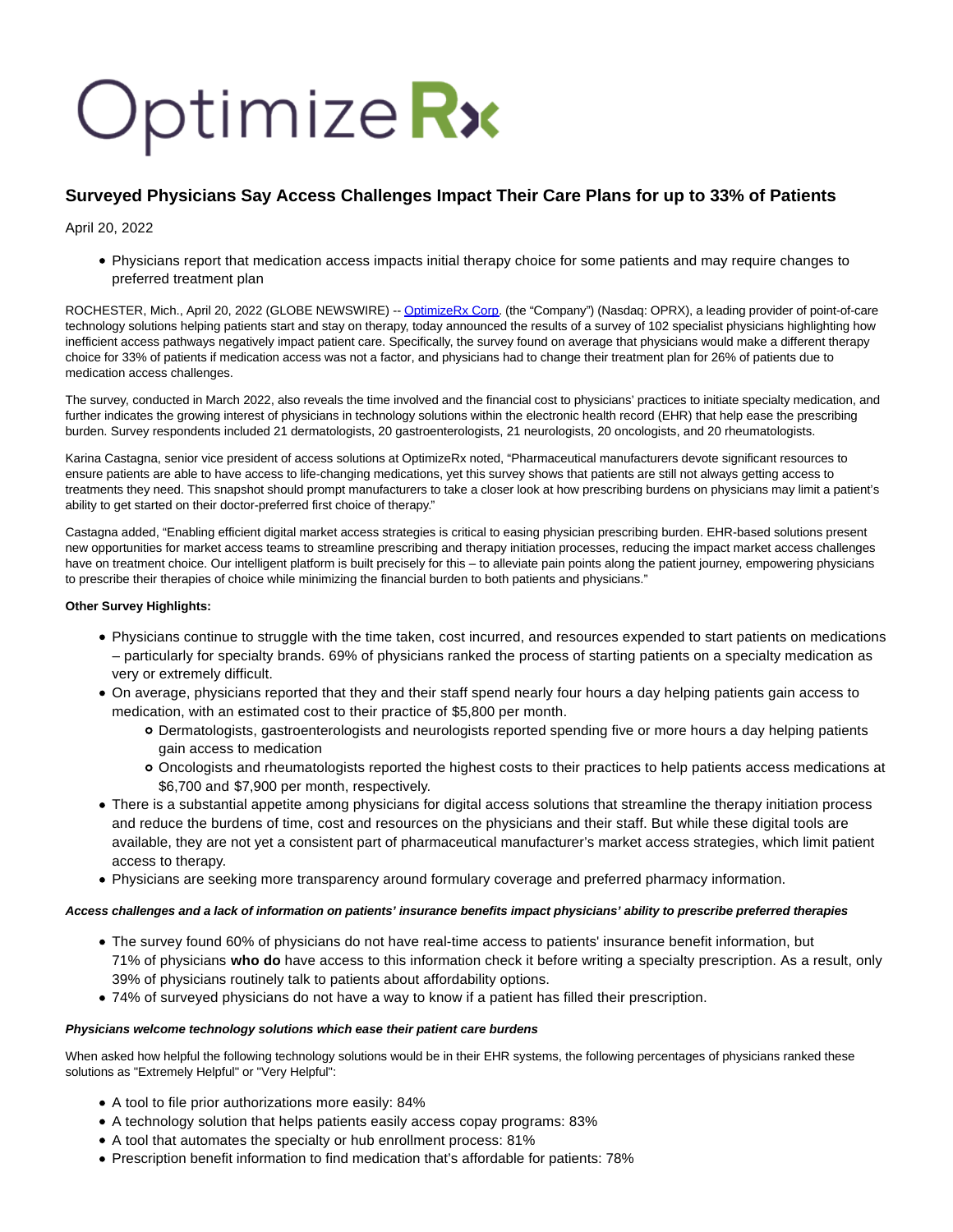# OptimizeRx

## Surveyed Physicians Say Access Challenges Impact Their Care Plans for up to 33% of Patients

April 20, 2022

- Physicians report that medication access impacts initial therapy choice for some patients and may require changes to preferred treatment plan

ROCHESTER, Mich., April 20, 2022 (GLOBE NEWSWIRE) -- OptimizeRx Corp. (the "Company") (Nasdaq: OPRX), a leading provider of point-of-care technology solutions helping patients start and stay on therapy, today announced the results of a survey of 102 specialist physicians highlighting how inefficient access pathways negatively impact patient care. Specifically, the survey found on average that physicians would make a different therapy choice for 33% of patients if medication access was not a factor, and physicians had to change their treatment plan for 26% of patients due to medication access challenges.

The survey, conducted in March 2022, also reveals the time involved and the financial cost to physicians' practices to initiate specialty medication, and further indicates the growing interest of physicians in technology solutions within the electronic health record (EHR) that help ease the prescribing burden. Survey respondents included 21 dermatologists, 20 gastroenterologists, 21 neurologists, 20 oncologists, and 20 rheumatologists.

Karina Castagna, senior vice president of access solutions at OptimizeRx noted, "Pharmaceutical manufacturers devote significant resources to ensure patients are able to have access to life-changing medications, yet this survey shows that patients are still not always getting access to treatments they need. This snapshot should prompt manufacturers to take a closer look at how prescribing burdens on physicians may limit a patient's ability to get started on their doctor-preferred first choice of therapy."

Castagna added, "Enabling efficient digital market access strategies is critical to easing physician prescribing burden. EHR-based solutions present new opportunities for market access teams to streamline prescribing and therapy initiation processes, reducing the impact market access challenges have on treatment choice. Our intelligent platform is built precisely for this – to alleviate pain points along the patient journey, empowering physicians to prescribe their therapies of choice while minimizing the financial burden to both patients and physicians."

**Other Survey Highlights:**

- Physicians continue to struggle with the time taken, cost incurred, and resources expended to start patients on medications – particularly for specialty brands. 69% of physicians ranked the process of starting patients on a specialty medication as very or extremely difficult.
- On average, physicians reported that they and their staff spend nearly four hours a day helping patients gain access to medication, with an estimated cost to their practice of $5,800 per month.
  - Dermatologists, gastroenterologists and neurologists reported spending five or more hours a day helping patients gain access to medication
  - Oncologists and rheumatologists reported the highest costs to their practices to help patients access medications at $6,700 and $7,900 per month, respectively.
- There is a substantial appetite among physicians for digital access solutions that streamline the therapy initiation process and reduce the burdens of time, cost and resources on the physicians and their staff. But while these digital tools are available, they are not yet a consistent part of pharmaceutical manufacturer's market access strategies, which limit patient access to therapy.
- Physicians are seeking more transparency around formulary coverage and preferred pharmacy information.

***Access challenges and a lack of information on patients' insurance benefits impact physicians' ability to prescribe preferred therapies***

- The survey found 60% of physicians do not have real-time access to patients' insurance benefit information, but 71% of physicians **who do** have access to this information check it before writing a specialty prescription. As a result, only 39% of physicians routinely talk to patients about affordability options.
- 74% of surveyed physicians do not have a way to know if a patient has filled their prescription.

***Physicians welcome technology solutions which ease their patient care burdens***

When asked how helpful the following technology solutions would be in their EHR systems, the following percentages of physicians ranked these solutions as "Extremely Helpful" or "Very Helpful":

- A tool to file prior authorizations more easily: 84%
- A technology solution that helps patients easily access copay programs: 83%
- A tool that automates the specialty or hub enrollment process: 81%
- Prescription benefit information to find medication that's affordable for patients: 78%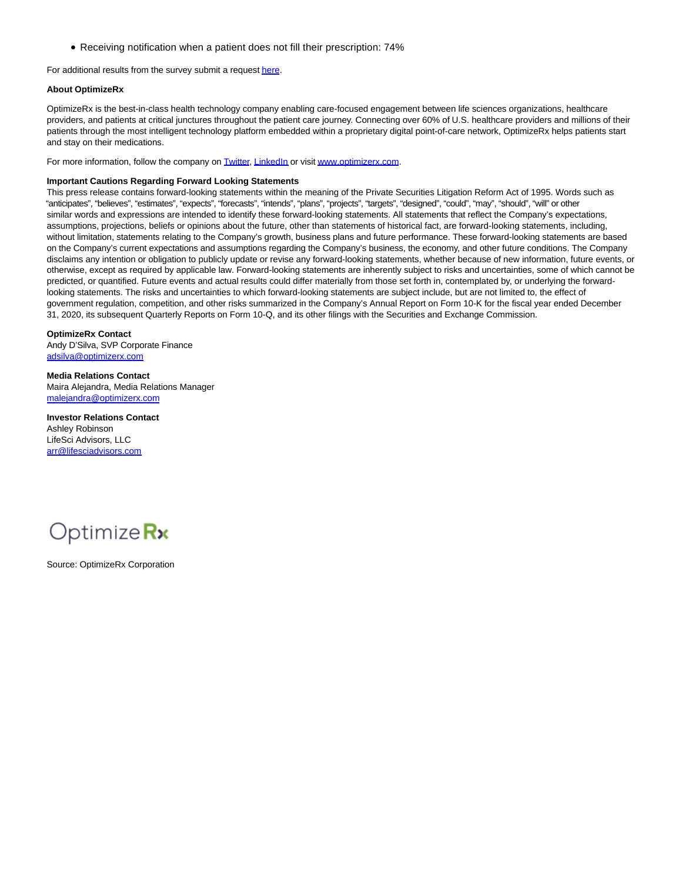- Receiving notification when a patient does not fill their prescription: 74%

For additional results from the survey submit a request here.

**About OptimizeRx**

OptimizeRx is the best-in-class health technology company enabling care-focused engagement between life sciences organizations, healthcare providers, and patients at critical junctures throughout the patient care journey. Connecting over 60% of U.S. healthcare providers and millions of their patients through the most intelligent technology platform embedded within a proprietary digital point-of-care network, OptimizeRx helps patients start and stay on their medications.

For more information, follow the company on Twitter, LinkedIn or visit www.optimizerx.com.

**Important Cautions Regarding Forward Looking Statements**

This press release contains forward-looking statements within the meaning of the Private Securities Litigation Reform Act of 1995. Words such as "anticipates", "believes", "estimates", "expects", "forecasts", "intends", "plans", "projects", "targets", "designed", "could", "may", "should", "will" or other similar words and expressions are intended to identify these forward-looking statements. All statements that reflect the Company's expectations, assumptions, projections, beliefs or opinions about the future, other than statements of historical fact, are forward-looking statements, including, without limitation, statements relating to the Company's growth, business plans and future performance. These forward-looking statements are based on the Company's current expectations and assumptions regarding the Company's business, the economy, and other future conditions. The Company disclaims any intention or obligation to publicly update or revise any forward-looking statements, whether because of new information, future events, or otherwise, except as required by applicable law. Forward-looking statements are inherently subject to risks and uncertainties, some of which cannot be predicted, or quantified. Future events and actual results could differ materially from those set forth in, contemplated by, or underlying the forward-looking statements. The risks and uncertainties to which forward-looking statements are subject include, but are not limited to, the effect of government regulation, competition, and other risks summarized in the Company's Annual Report on Form 10-K for the fiscal year ended December 31, 2020, its subsequent Quarterly Reports on Form 10-Q, and its other filings with the Securities and Exchange Commission.

**OptimizeRx Contact**
Andy D'Silva, SVP Corporate Finance
adsilva@optimizerx.com

**Media Relations Contact**
Maira Alejandra, Media Relations Manager
malejandra@optimizerx.com

**Investor Relations Contact**
Ashley Robinson
LifeSci Advisors, LLC
arr@lifesciadvisors.com

OptimizeRx

Source: OptimizeRx Corporation